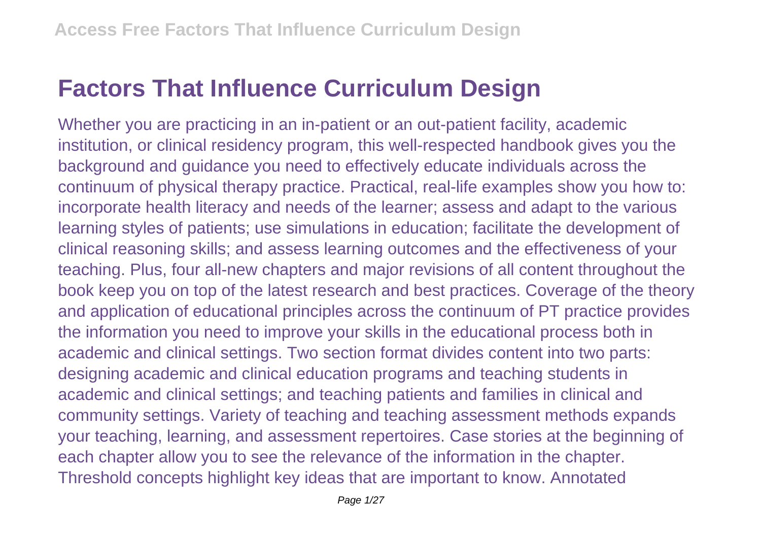# Factors That Influence Curriculum Design

Whether you are practicing in an in-patient or an out-patient facility, academic institution, or clinical residency program, this well-respected handbook gives you the background and guidance you need to effectively educate individuals across the continuum of physical therapy practice. Practical, real-life examples show you how to: incorporate health literacy and needs of the learner; assess and adapt to the various learning styles of patients; use simulations in education; facilitate the development of clinical reasoning skills; and assess learning outcomes and the effectiveness of your teaching. Plus, four all-new chapters and major revisions of all content throughout the book keep you on top of the latest research and best practices. Coverage of the theory and application of educational principles across the continuum of PT practice provides the information you need to improve your skills in the educational process both in academic and clinical settings. Two section format divides content into two parts: designing academic and clinical education programs and teaching students in academic and clinical settings; and teaching patients and families in clinical and community settings. Variety of teaching and teaching assessment methods expands your teaching, learning, and assessment repertoires. Case stories at the beginning of each chapter allow you to see the relevance of the information in the chapter. Threshold concepts highlight key ideas that are important to know. Annotated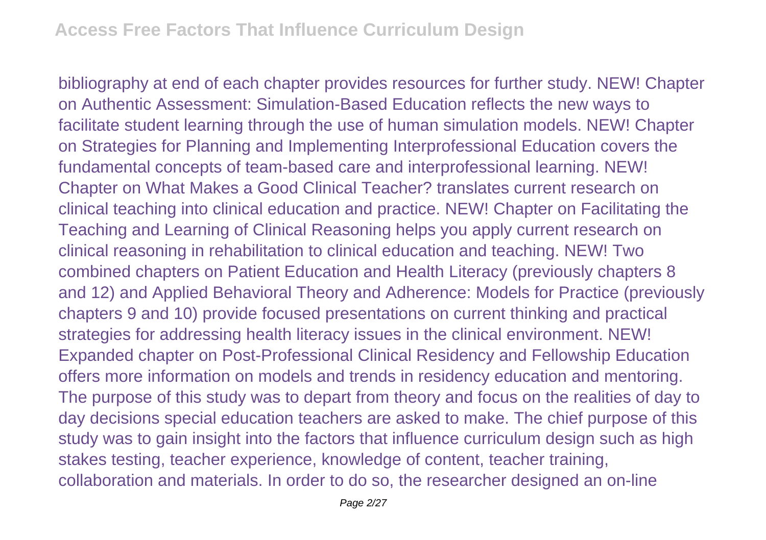bibliography at end of each chapter provides resources for further study. NEW! Chapter on Authentic Assessment: Simulation-Based Education reflects the new ways to facilitate student learning through the use of human simulation models. NEW! Chapter on Strategies for Planning and Implementing Interprofessional Education covers the fundamental concepts of team-based care and interprofessional learning. NEW! Chapter on What Makes a Good Clinical Teacher? translates current research on clinical teaching into clinical education and practice. NEW! Chapter on Facilitating the Teaching and Learning of Clinical Reasoning helps you apply current research on clinical reasoning in rehabilitation to clinical education and teaching. NEW! Two combined chapters on Patient Education and Health Literacy (previously chapters 8 and 12) and Applied Behavioral Theory and Adherence: Models for Practice (previously chapters 9 and 10) provide focused presentations on current thinking and practical strategies for addressing health literacy issues in the clinical environment. NEW! Expanded chapter on Post-Professional Clinical Residency and Fellowship Education offers more information on models and trends in residency education and mentoring. The purpose of this study was to depart from theory and focus on the realities of day to day decisions special education teachers are asked to make. The chief purpose of this study was to gain insight into the factors that influence curriculum design such as high stakes testing, teacher experience, knowledge of content, teacher training, collaboration and materials. In order to do so, the researcher designed an on-line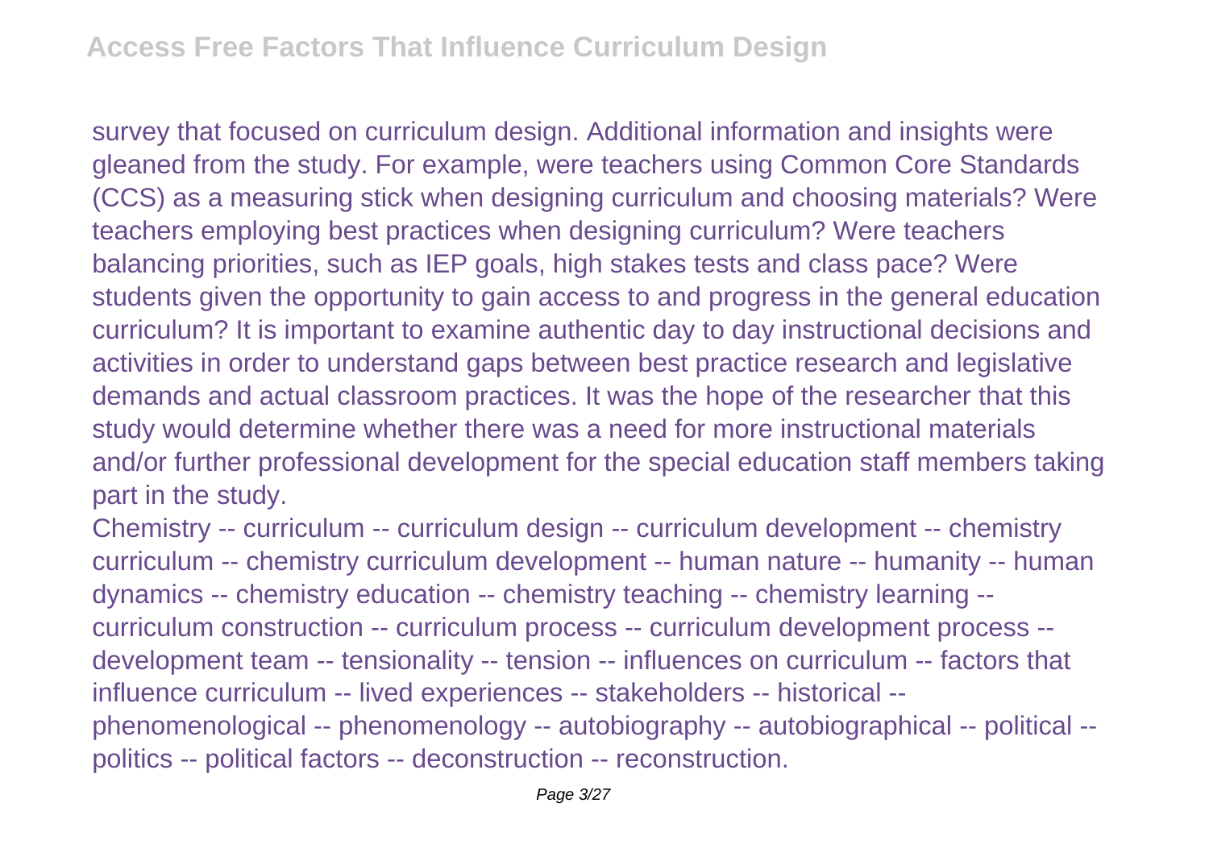survey that focused on curriculum design. Additional information and insights were gleaned from the study. For example, were teachers using Common Core Standards (CCS) as a measuring stick when designing curriculum and choosing materials? Were teachers employing best practices when designing curriculum? Were teachers balancing priorities, such as IEP goals, high stakes tests and class pace? Were students given the opportunity to gain access to and progress in the general education curriculum? It is important to examine authentic day to day instructional decisions and activities in order to understand gaps between best practice research and legislative demands and actual classroom practices. It was the hope of the researcher that this study would determine whether there was a need for more instructional materials and/or further professional development for the special education staff members taking part in the study.

Chemistry -- curriculum -- curriculum design -- curriculum development -- chemistry curriculum -- chemistry curriculum development -- human nature -- humanity -- human dynamics -- chemistry education -- chemistry teaching -- chemistry learning -- curriculum construction -- curriculum process -- curriculum development process -- development team -- tensionality -- tension -- influences on curriculum -- factors that influence curriculum -- lived experiences -- stakeholders -- historical -- phenomenological -- phenomenology -- autobiography -- autobiographical -- political -- politics -- political factors -- deconstruction -- reconstruction.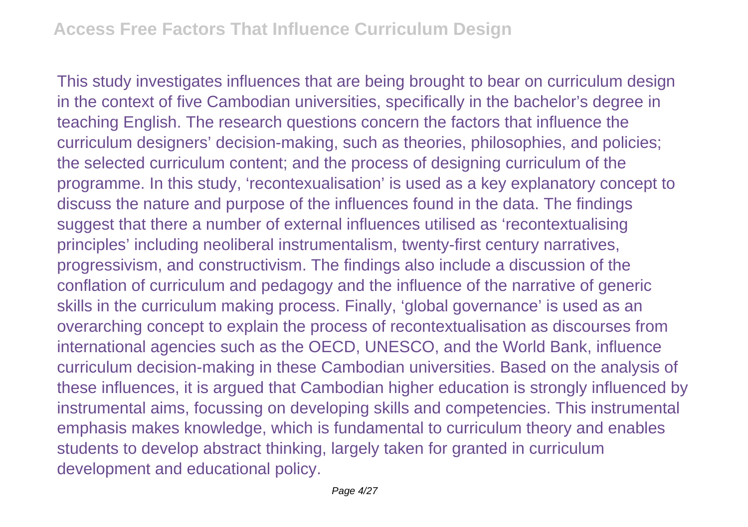This study investigates influences that are being brought to bear on curriculum design in the context of five Cambodian universities, specifically in the bachelor's degree in teaching English. The research questions concern the factors that influence the curriculum designers' decision-making, such as theories, philosophies, and policies; the selected curriculum content; and the process of designing curriculum of the programme. In this study, 'recontexualisation' is used as a key explanatory concept to discuss the nature and purpose of the influences found in the data. The findings suggest that there a number of external influences utilised as 'recontextualising principles' including neoliberal instrumentalism, twenty-first century narratives, progressivism, and constructivism. The findings also include a discussion of the conflation of curriculum and pedagogy and the influence of the narrative of generic skills in the curriculum making process. Finally, 'global governance' is used as an overarching concept to explain the process of recontextualisation as discourses from international agencies such as the OECD, UNESCO, and the World Bank, influence curriculum decision-making in these Cambodian universities. Based on the analysis of these influences, it is argued that Cambodian higher education is strongly influenced by instrumental aims, focussing on developing skills and competencies. This instrumental emphasis makes knowledge, which is fundamental to curriculum theory and enables students to develop abstract thinking, largely taken for granted in curriculum development and educational policy.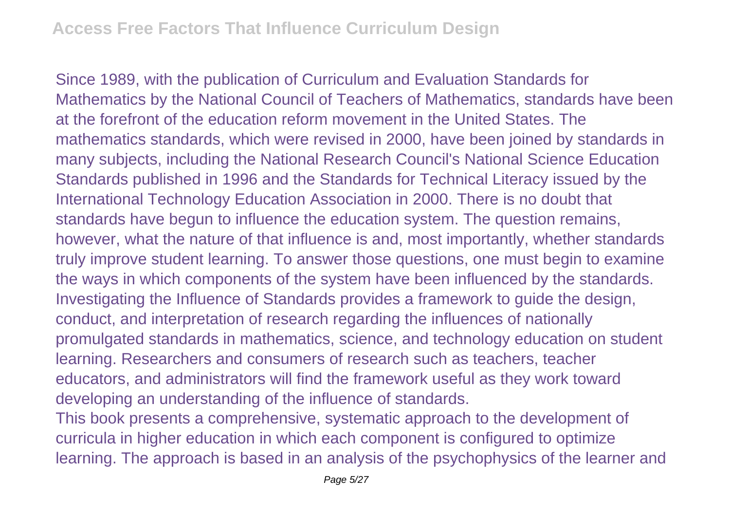Since 1989, with the publication of Curriculum and Evaluation Standards for Mathematics by the National Council of Teachers of Mathematics, standards have been at the forefront of the education reform movement in the United States. The mathematics standards, which were revised in 2000, have been joined by standards in many subjects, including the National Research Council's National Science Education Standards published in 1996 and the Standards for Technical Literacy issued by the International Technology Education Association in 2000. There is no doubt that standards have begun to influence the education system. The question remains, however, what the nature of that influence is and, most importantly, whether standards truly improve student learning. To answer those questions, one must begin to examine the ways in which components of the system have been influenced by the standards. Investigating the Influence of Standards provides a framework to guide the design, conduct, and interpretation of research regarding the influences of nationally promulgated standards in mathematics, science, and technology education on student learning. Researchers and consumers of research such as teachers, teacher educators, and administrators will find the framework useful as they work toward developing an understanding of the influence of standards.

This book presents a comprehensive, systematic approach to the development of curricula in higher education in which each component is configured to optimize learning. The approach is based in an analysis of the psychophysics of the learner and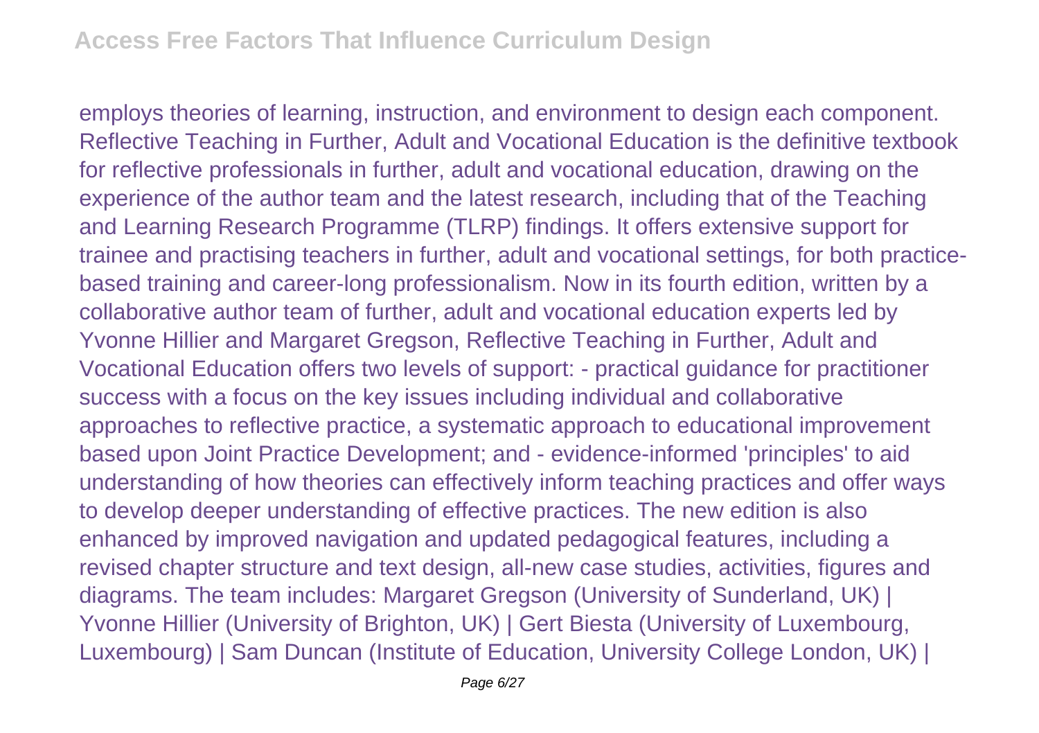employs theories of learning, instruction, and environment to design each component. Reflective Teaching in Further, Adult and Vocational Education is the definitive textbook for reflective professionals in further, adult and vocational education, drawing on the experience of the author team and the latest research, including that of the Teaching and Learning Research Programme (TLRP) findings. It offers extensive support for trainee and practising teachers in further, adult and vocational settings, for both practice-based training and career-long professionalism. Now in its fourth edition, written by a collaborative author team of further, adult and vocational education experts led by Yvonne Hillier and Margaret Gregson, Reflective Teaching in Further, Adult and Vocational Education offers two levels of support: - practical guidance for practitioner success with a focus on the key issues including individual and collaborative approaches to reflective practice, a systematic approach to educational improvement based upon Joint Practice Development; and - evidence-informed 'principles' to aid understanding of how theories can effectively inform teaching practices and offer ways to develop deeper understanding of effective practices. The new edition is also enhanced by improved navigation and updated pedagogical features, including a revised chapter structure and text design, all-new case studies, activities, figures and diagrams. The team includes: Margaret Gregson (University of Sunderland, UK) | Yvonne Hillier (University of Brighton, UK) | Gert Biesta (University of Luxembourg, Luxembourg) | Sam Duncan (Institute of Education, University College London, UK) |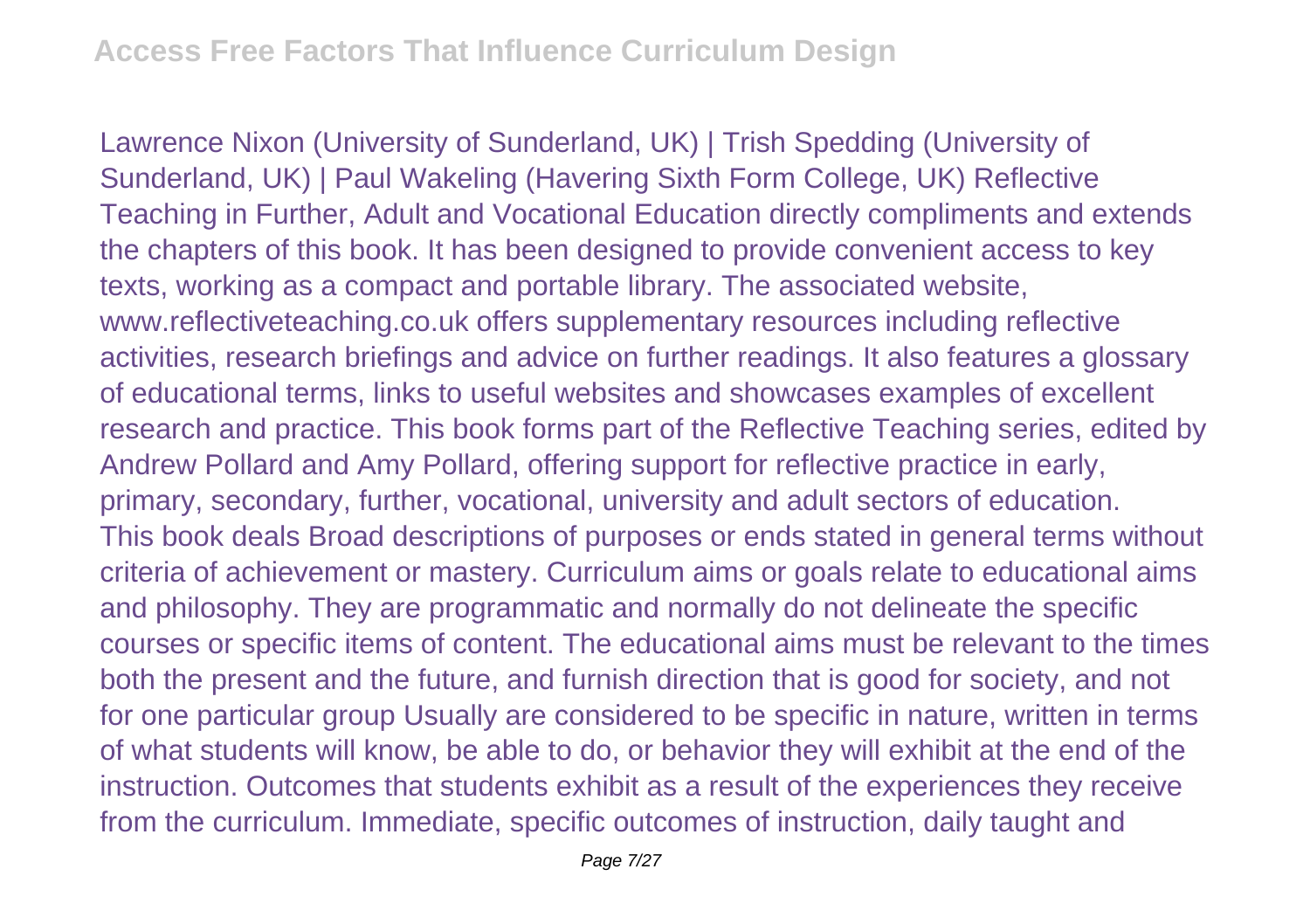Lawrence Nixon (University of Sunderland, UK) | Trish Spedding (University of Sunderland, UK) | Paul Wakeling (Havering Sixth Form College, UK) Reflective Teaching in Further, Adult and Vocational Education directly compliments and extends the chapters of this book. It has been designed to provide convenient access to key texts, working as a compact and portable library. The associated website, www.reflectiveteaching.co.uk offers supplementary resources including reflective activities, research briefings and advice on further readings. It also features a glossary of educational terms, links to useful websites and showcases examples of excellent research and practice. This book forms part of the Reflective Teaching series, edited by Andrew Pollard and Amy Pollard, offering support for reflective practice in early, primary, secondary, further, vocational, university and adult sectors of education.

This book deals Broad descriptions of purposes or ends stated in general terms without criteria of achievement or mastery. Curriculum aims or goals relate to educational aims and philosophy. They are programmatic and normally do not delineate the specific courses or specific items of content. The educational aims must be relevant to the times both the present and the future, and furnish direction that is good for society, and not for one particular group Usually are considered to be specific in nature, written in terms of what students will know, be able to do, or behavior they will exhibit at the end of the instruction. Outcomes that students exhibit as a result of the experiences they receive from the curriculum. Immediate, specific outcomes of instruction, daily taught and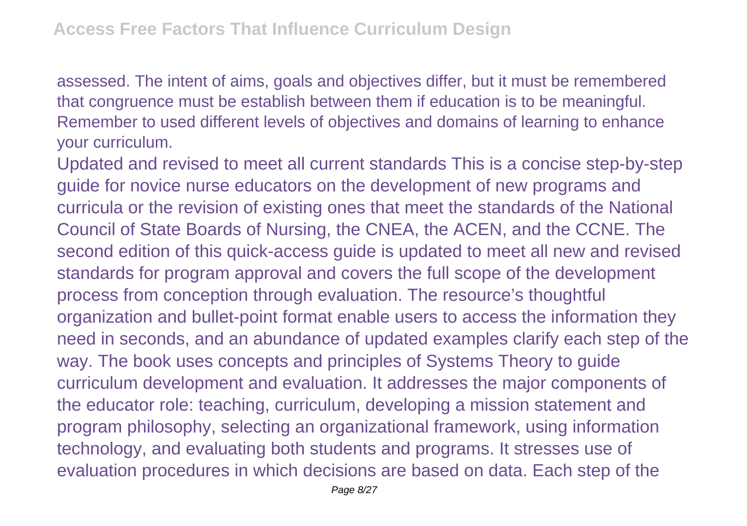assessed. The intent of aims, goals and objectives differ, but it must be remembered that congruence must be establish between them if education is to be meaningful. Remember to used different levels of objectives and domains of learning to enhance your curriculum.

Updated and revised to meet all current standards This is a concise step-by-step guide for novice nurse educators on the development of new programs and curricula or the revision of existing ones that meet the standards of the National Council of State Boards of Nursing, the CNEA, the ACEN, and the CCNE. The second edition of this quick-access guide is updated to meet all new and revised standards for program approval and covers the full scope of the development process from conception through evaluation. The resource's thoughtful organization and bullet-point format enable users to access the information they need in seconds, and an abundance of updated examples clarify each step of the way. The book uses concepts and principles of Systems Theory to guide curriculum development and evaluation. It addresses the major components of the educator role: teaching, curriculum, developing a mission statement and program philosophy, selecting an organizational framework, using information technology, and evaluating both students and programs. It stresses use of evaluation procedures in which decisions are based on data. Each step of the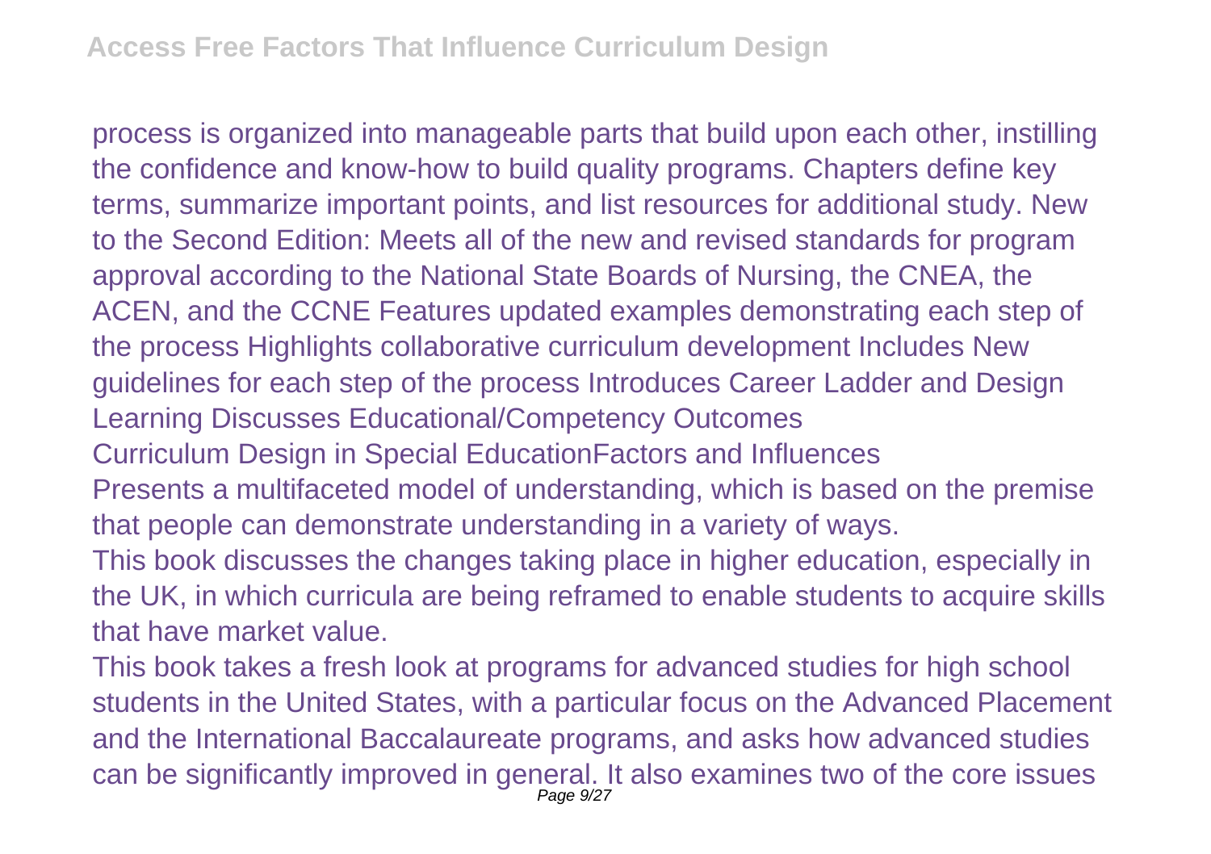process is organized into manageable parts that build upon each other, instilling the confidence and know-how to build quality programs. Chapters define key terms, summarize important points, and list resources for additional study. New to the Second Edition: Meets all of the new and revised standards for program approval according to the National State Boards of Nursing, the CNEA, the ACEN, and the CCNE Features updated examples demonstrating each step of the process Highlights collaborative curriculum development Includes New guidelines for each step of the process Introduces Career Ladder and Design Learning Discusses Educational/Competency Outcomes

Curriculum Design in Special EducationFactors and Influences

Presents a multifaceted model of understanding, which is based on the premise that people can demonstrate understanding in a variety of ways.

This book discusses the changes taking place in higher education, especially in the UK, in which curricula are being reframed to enable students to acquire skills that have market value.

This book takes a fresh look at programs for advanced studies for high school students in the United States, with a particular focus on the Advanced Placement and the International Baccalaureate programs, and asks how advanced studies can be significantly improved in general. It also examines two of the core issues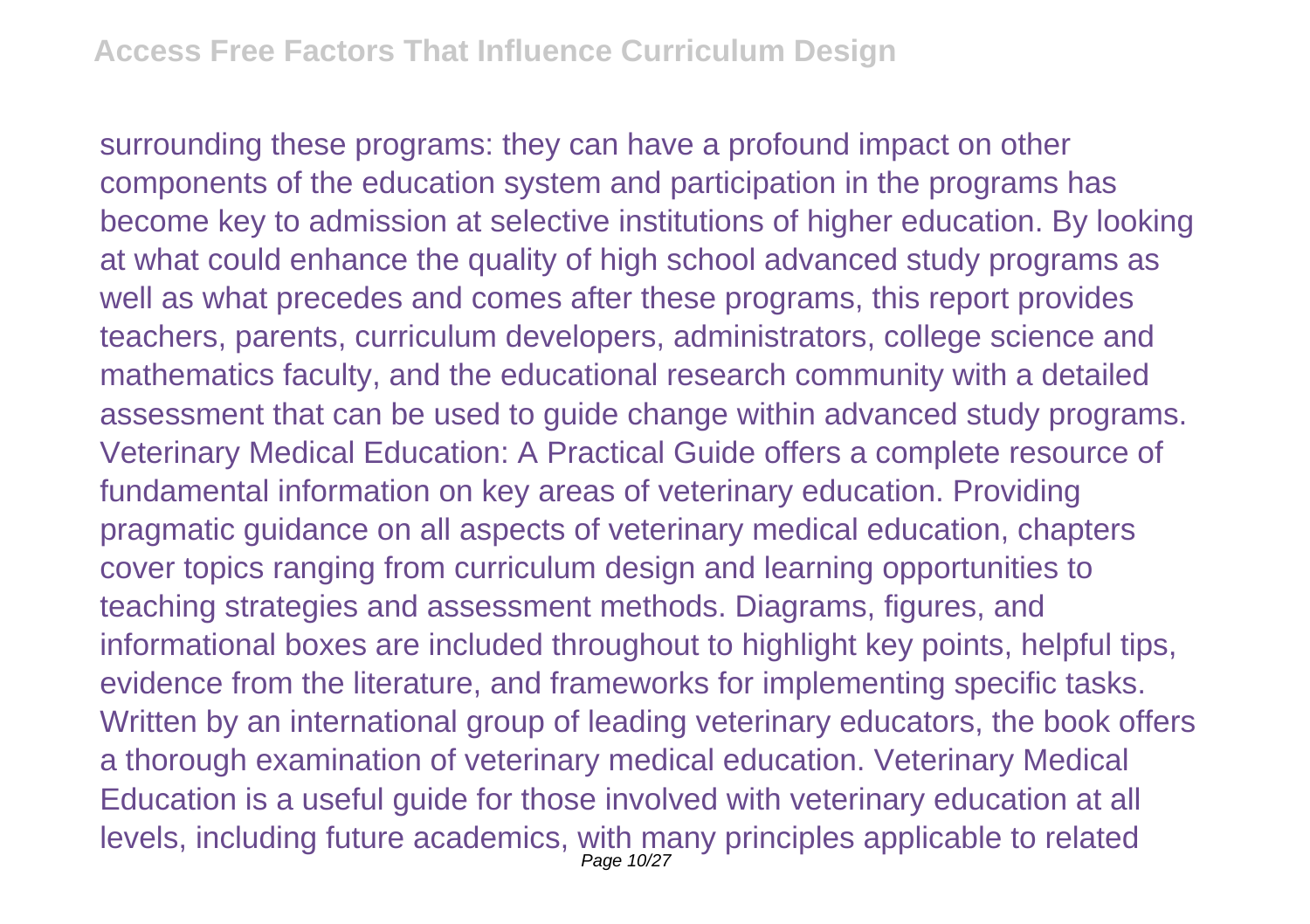surrounding these programs: they can have a profound impact on other components of the education system and participation in the programs has become key to admission at selective institutions of higher education. By looking at what could enhance the quality of high school advanced study programs as well as what precedes and comes after these programs, this report provides teachers, parents, curriculum developers, administrators, college science and mathematics faculty, and the educational research community with a detailed assessment that can be used to guide change within advanced study programs. Veterinary Medical Education: A Practical Guide offers a complete resource of fundamental information on key areas of veterinary education. Providing pragmatic guidance on all aspects of veterinary medical education, chapters cover topics ranging from curriculum design and learning opportunities to teaching strategies and assessment methods. Diagrams, figures, and informational boxes are included throughout to highlight key points, helpful tips, evidence from the literature, and frameworks for implementing specific tasks. Written by an international group of leading veterinary educators, the book offers a thorough examination of veterinary medical education. Veterinary Medical Education is a useful guide for those involved with veterinary education at all levels, including future academics, with many principles applicable to related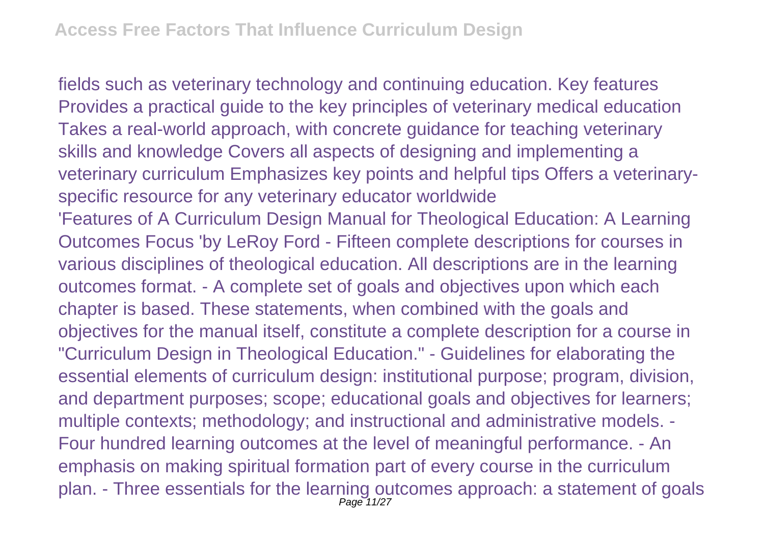fields such as veterinary technology and continuing education. Key features Provides a practical guide to the key principles of veterinary medical education Takes a real-world approach, with concrete guidance for teaching veterinary skills and knowledge Covers all aspects of designing and implementing a veterinary curriculum Emphasizes key points and helpful tips Offers a veterinary-specific resource for any veterinary educator worldwide

'Features of A Curriculum Design Manual for Theological Education: A Learning Outcomes Focus 'by LeRoy Ford - Fifteen complete descriptions for courses in various disciplines of theological education. All descriptions are in the learning outcomes format. - A complete set of goals and objectives upon which each chapter is based. These statements, when combined with the goals and objectives for the manual itself, constitute a complete description for a course in "Curriculum Design in Theological Education." - Guidelines for elaborating the essential elements of curriculum design: institutional purpose; program, division, and department purposes; scope; educational goals and objectives for learners; multiple contexts; methodology; and instructional and administrative models. - Four hundred learning outcomes at the level of meaningful performance. - An emphasis on making spiritual formation part of every course in the curriculum plan. - Three essentials for the learning outcomes approach: a statement of goals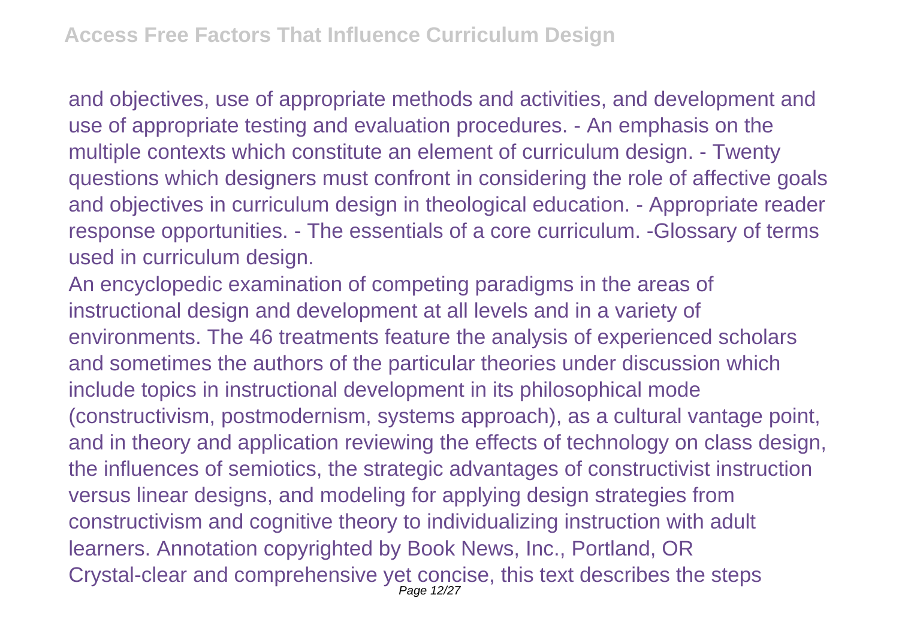and objectives, use of appropriate methods and activities, and development and use of appropriate testing and evaluation procedures. - An emphasis on the multiple contexts which constitute an element of curriculum design. - Twenty questions which designers must confront in considering the role of affective goals and objectives in curriculum design in theological education. - Appropriate reader response opportunities. - The essentials of a core curriculum. -Glossary of terms used in curriculum design.

An encyclopedic examination of competing paradigms in the areas of instructional design and development at all levels and in a variety of environments. The 46 treatments feature the analysis of experienced scholars and sometimes the authors of the particular theories under discussion which include topics in instructional development in its philosophical mode (constructivism, postmodernism, systems approach), as a cultural vantage point, and in theory and application reviewing the effects of technology on class design, the influences of semiotics, the strategic advantages of constructivist instruction versus linear designs, and modeling for applying design strategies from constructivism and cognitive theory to individualizing instruction with adult learners. Annotation copyrighted by Book News, Inc., Portland, OR

Crystal-clear and comprehensive yet concise, this text describes the steps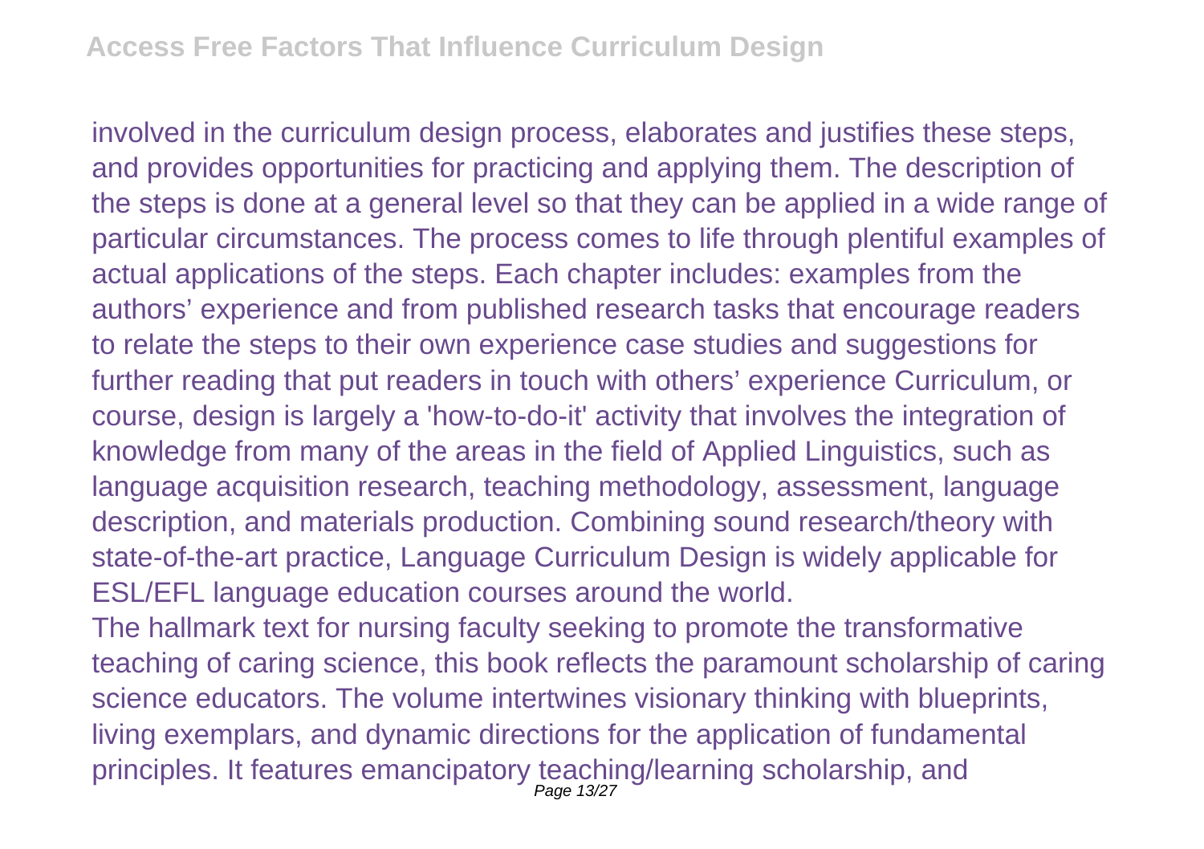involved in the curriculum design process, elaborates and justifies these steps, and provides opportunities for practicing and applying them. The description of the steps is done at a general level so that they can be applied in a wide range of particular circumstances. The process comes to life through plentiful examples of actual applications of the steps. Each chapter includes: examples from the authors' experience and from published research tasks that encourage readers to relate the steps to their own experience case studies and suggestions for further reading that put readers in touch with others' experience Curriculum, or course, design is largely a 'how-to-do-it' activity that involves the integration of knowledge from many of the areas in the field of Applied Linguistics, such as language acquisition research, teaching methodology, assessment, language description, and materials production. Combining sound research/theory with state-of-the-art practice, Language Curriculum Design is widely applicable for ESL/EFL language education courses around the world.

The hallmark text for nursing faculty seeking to promote the transformative teaching of caring science, this book reflects the paramount scholarship of caring science educators. The volume intertwines visionary thinking with blueprints, living exemplars, and dynamic directions for the application of fundamental principles. It features emancipatory teaching/learning scholarship, and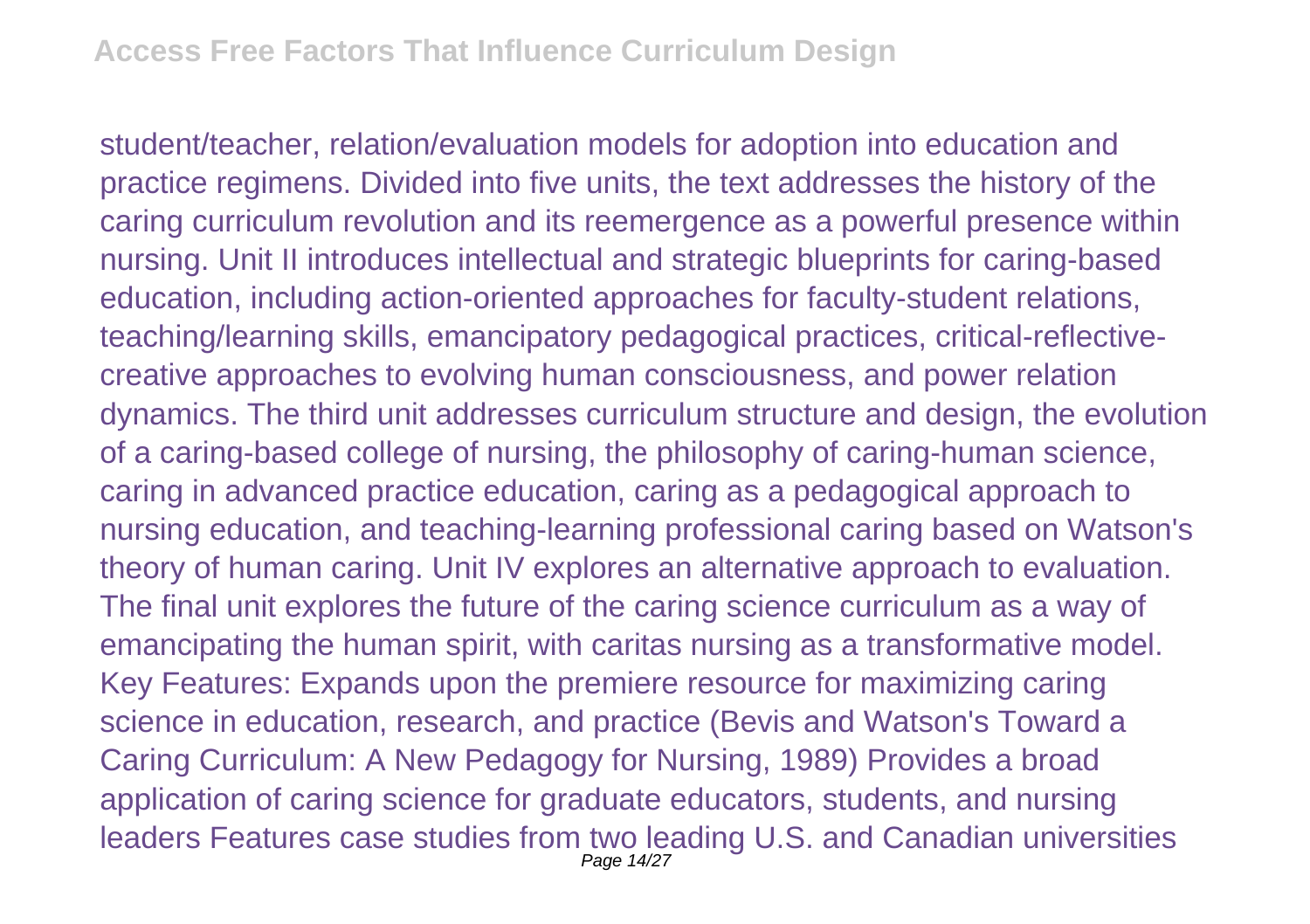student/teacher, relation/evaluation models for adoption into education and practice regimens. Divided into five units, the text addresses the history of the caring curriculum revolution and its reemergence as a powerful presence within nursing. Unit II introduces intellectual and strategic blueprints for caring-based education, including action-oriented approaches for faculty-student relations, teaching/learning skills, emancipatory pedagogical practices, critical-reflective-creative approaches to evolving human consciousness, and power relation dynamics. The third unit addresses curriculum structure and design, the evolution of a caring-based college of nursing, the philosophy of caring-human science, caring in advanced practice education, caring as a pedagogical approach to nursing education, and teaching-learning professional caring based on Watson's theory of human caring. Unit IV explores an alternative approach to evaluation. The final unit explores the future of the caring science curriculum as a way of emancipating the human spirit, with caritas nursing as a transformative model. Key Features: Expands upon the premiere resource for maximizing caring science in education, research, and practice (Bevis and Watson's Toward a Caring Curriculum: A New Pedagogy for Nursing, 1989) Provides a broad application of caring science for graduate educators, students, and nursing leaders Features case studies from two leading U.S. and Canadian universities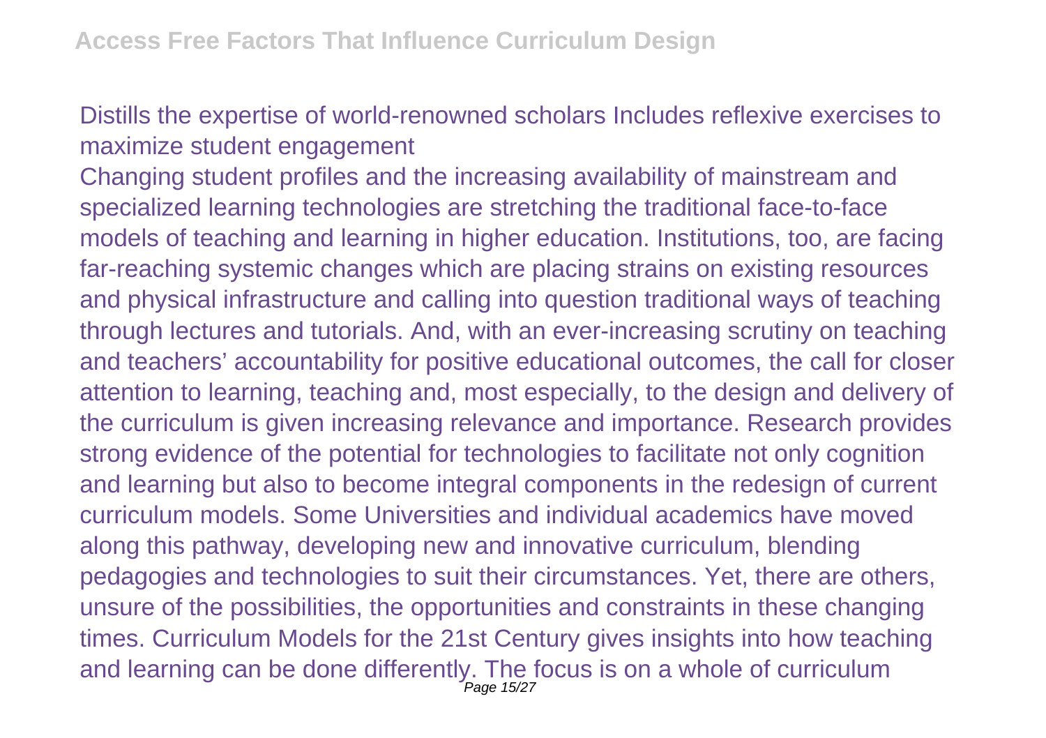Distills the expertise of world-renowned scholars Includes reflexive exercises to maximize student engagement

Changing student profiles and the increasing availability of mainstream and specialized learning technologies are stretching the traditional face-to-face models of teaching and learning in higher education. Institutions, too, are facing far-reaching systemic changes which are placing strains on existing resources and physical infrastructure and calling into question traditional ways of teaching through lectures and tutorials. And, with an ever-increasing scrutiny on teaching and teachers' accountability for positive educational outcomes, the call for closer attention to learning, teaching and, most especially, to the design and delivery of the curriculum is given increasing relevance and importance. Research provides strong evidence of the potential for technologies to facilitate not only cognition and learning but also to become integral components in the redesign of current curriculum models. Some Universities and individual academics have moved along this pathway, developing new and innovative curriculum, blending pedagogies and technologies to suit their circumstances. Yet, there are others, unsure of the possibilities, the opportunities and constraints in these changing times. Curriculum Models for the 21st Century gives insights into how teaching and learning can be done differently. The focus is on a whole of curriculum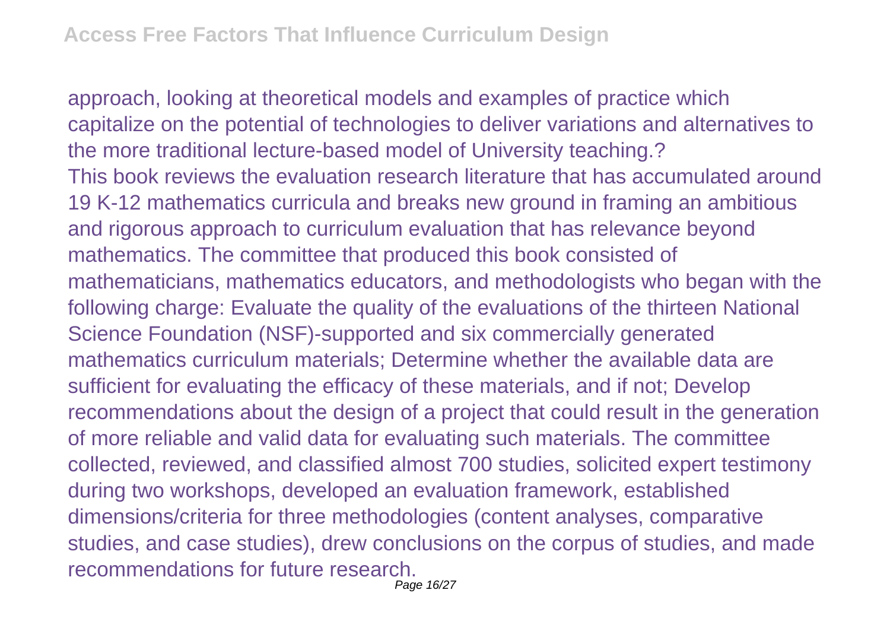approach, looking at theoretical models and examples of practice which capitalize on the potential of technologies to deliver variations and alternatives to the more traditional lecture-based model of University teaching.?

This book reviews the evaluation research literature that has accumulated around 19 K-12 mathematics curricula and breaks new ground in framing an ambitious and rigorous approach to curriculum evaluation that has relevance beyond mathematics. The committee that produced this book consisted of mathematicians, mathematics educators, and methodologists who began with the following charge: Evaluate the quality of the evaluations of the thirteen National Science Foundation (NSF)-supported and six commercially generated mathematics curriculum materials; Determine whether the available data are sufficient for evaluating the efficacy of these materials, and if not; Develop recommendations about the design of a project that could result in the generation of more reliable and valid data for evaluating such materials. The committee collected, reviewed, and classified almost 700 studies, solicited expert testimony during two workshops, developed an evaluation framework, established dimensions/criteria for three methodologies (content analyses, comparative studies, and case studies), drew conclusions on the corpus of studies, and made recommendations for future research.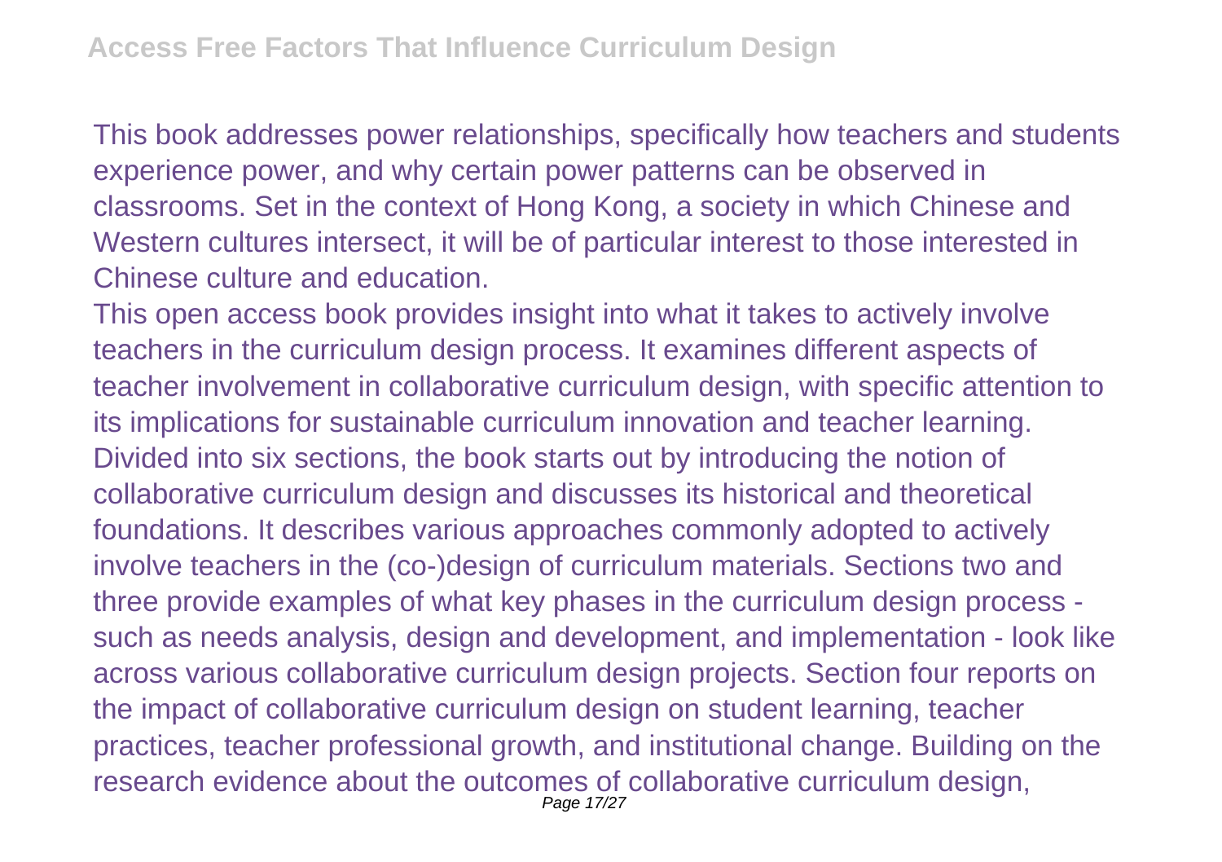This book addresses power relationships, specifically how teachers and students experience power, and why certain power patterns can be observed in classrooms. Set in the context of Hong Kong, a society in which Chinese and Western cultures intersect, it will be of particular interest to those interested in Chinese culture and education.

This open access book provides insight into what it takes to actively involve teachers in the curriculum design process. It examines different aspects of teacher involvement in collaborative curriculum design, with specific attention to its implications for sustainable curriculum innovation and teacher learning. Divided into six sections, the book starts out by introducing the notion of collaborative curriculum design and discusses its historical and theoretical foundations. It describes various approaches commonly adopted to actively involve teachers in the (co-)design of curriculum materials. Sections two and three provide examples of what key phases in the curriculum design process - such as needs analysis, design and development, and implementation - look like across various collaborative curriculum design projects. Section four reports on the impact of collaborative curriculum design on student learning, teacher practices, teacher professional growth, and institutional change. Building on the research evidence about the outcomes of collaborative curriculum design,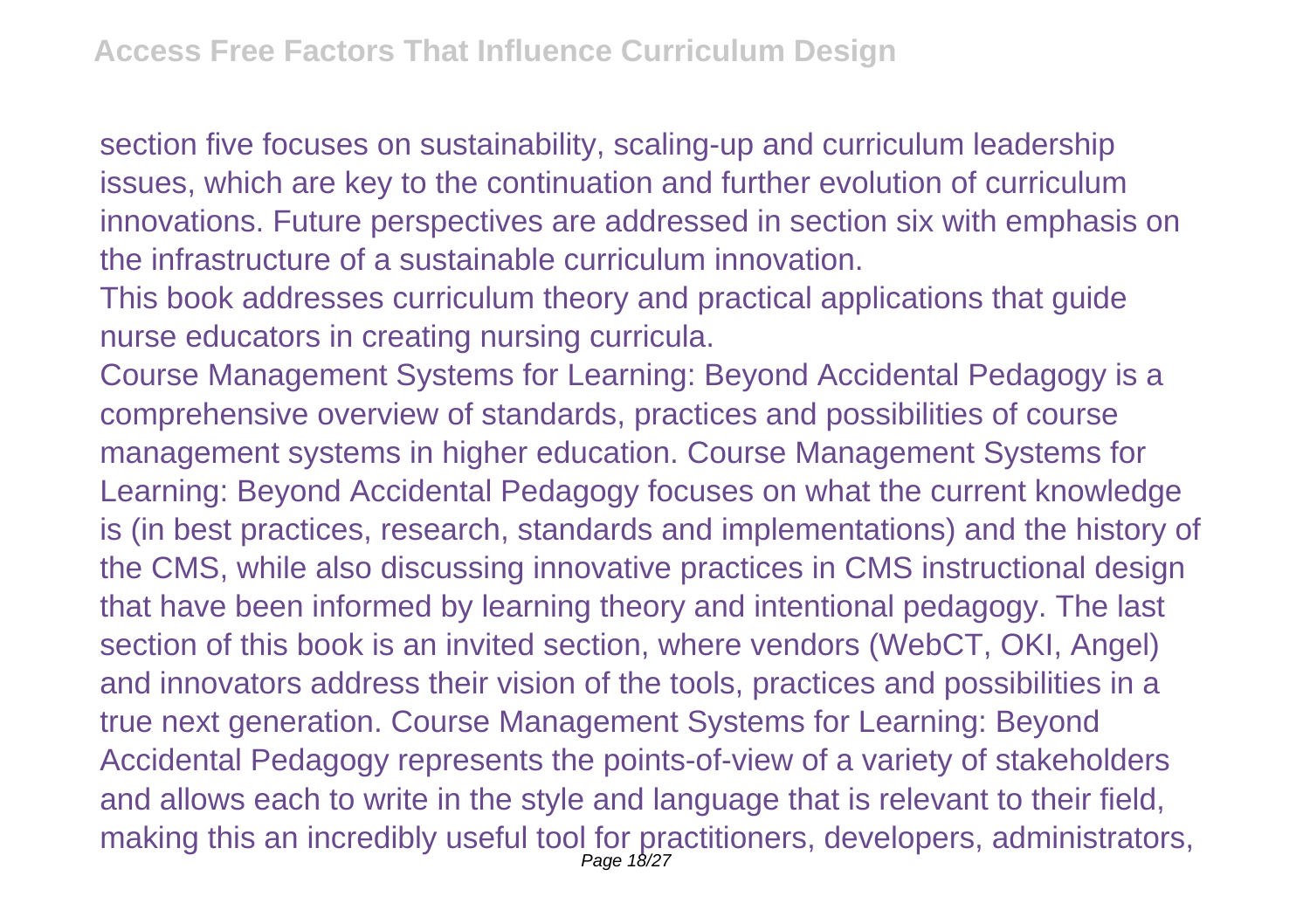section five focuses on sustainability, scaling-up and curriculum leadership issues, which are key to the continuation and further evolution of curriculum innovations. Future perspectives are addressed in section six with emphasis on the infrastructure of a sustainable curriculum innovation.

This book addresses curriculum theory and practical applications that guide nurse educators in creating nursing curricula.

Course Management Systems for Learning: Beyond Accidental Pedagogy is a comprehensive overview of standards, practices and possibilities of course management systems in higher education. Course Management Systems for Learning: Beyond Accidental Pedagogy focuses on what the current knowledge is (in best practices, research, standards and implementations) and the history of the CMS, while also discussing innovative practices in CMS instructional design that have been informed by learning theory and intentional pedagogy. The last section of this book is an invited section, where vendors (WebCT, OKI, Angel) and innovators address their vision of the tools, practices and possibilities in a true next generation. Course Management Systems for Learning: Beyond Accidental Pedagogy represents the points-of-view of a variety of stakeholders and allows each to write in the style and language that is relevant to their field, making this an incredibly useful tool for practitioners, developers, administrators,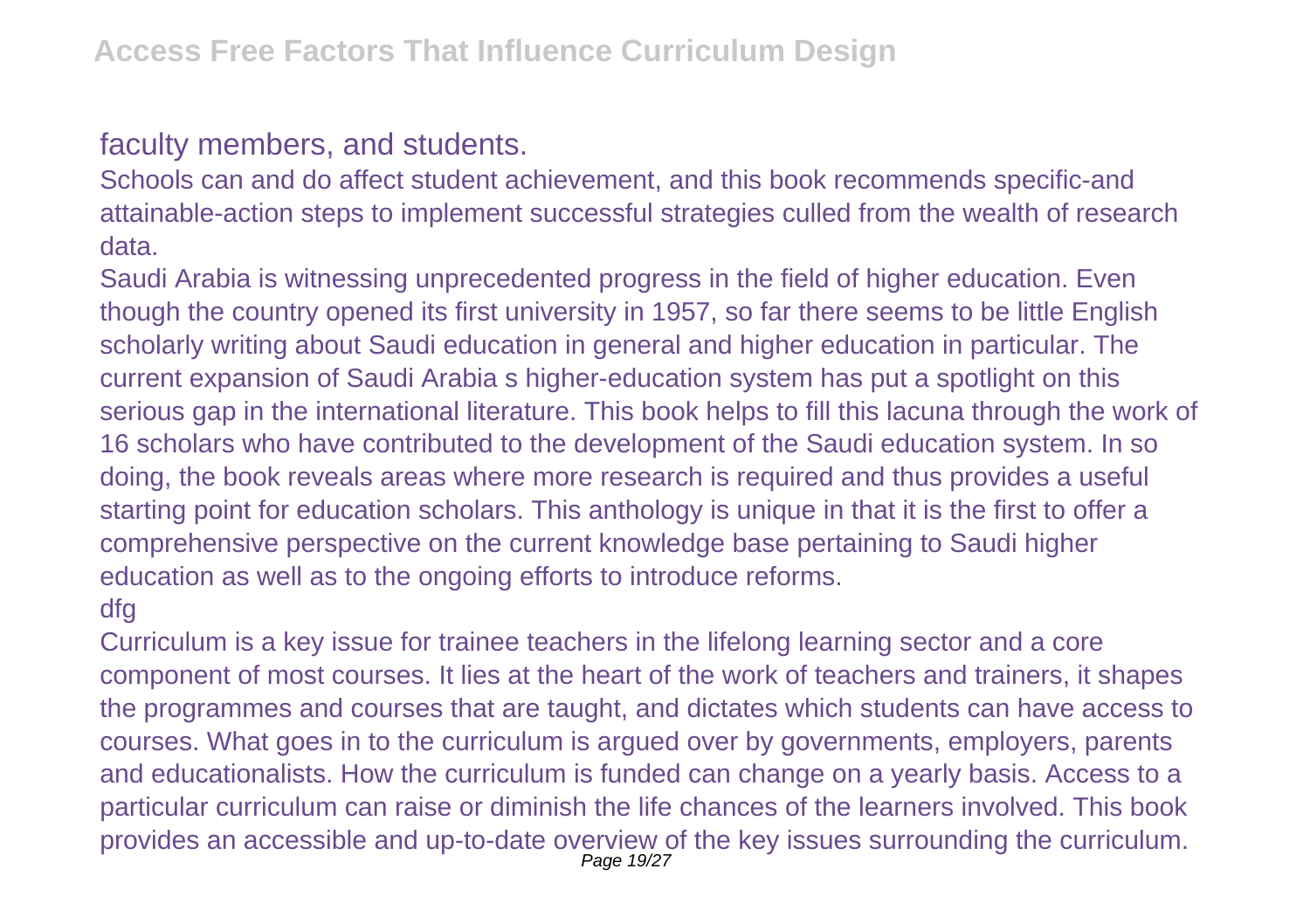faculty members, and students.

Schools can and do affect student achievement, and this book recommends specific-and attainable-action steps to implement successful strategies culled from the wealth of research data.

Saudi Arabia is witnessing unprecedented progress in the field of higher education. Even though the country opened its first university in 1957, so far there seems to be little English scholarly writing about Saudi education in general and higher education in particular. The current expansion of Saudi Arabia s higher-education system has put a spotlight on this serious gap in the international literature. This book helps to fill this lacuna through the work of 16 scholars who have contributed to the development of the Saudi education system. In so doing, the book reveals areas where more research is required and thus provides a useful starting point for education scholars. This anthology is unique in that it is the first to offer a comprehensive perspective on the current knowledge base pertaining to Saudi higher education as well as to the ongoing efforts to introduce reforms.

dfg

Curriculum is a key issue for trainee teachers in the lifelong learning sector and a core component of most courses. It lies at the heart of the work of teachers and trainers, it shapes the programmes and courses that are taught, and dictates which students can have access to courses. What goes in to the curriculum is argued over by governments, employers, parents and educationalists. How the curriculum is funded can change on a yearly basis. Access to a particular curriculum can raise or diminish the life chances of the learners involved. This book provides an accessible and up-to-date overview of the key issues surrounding the curriculum.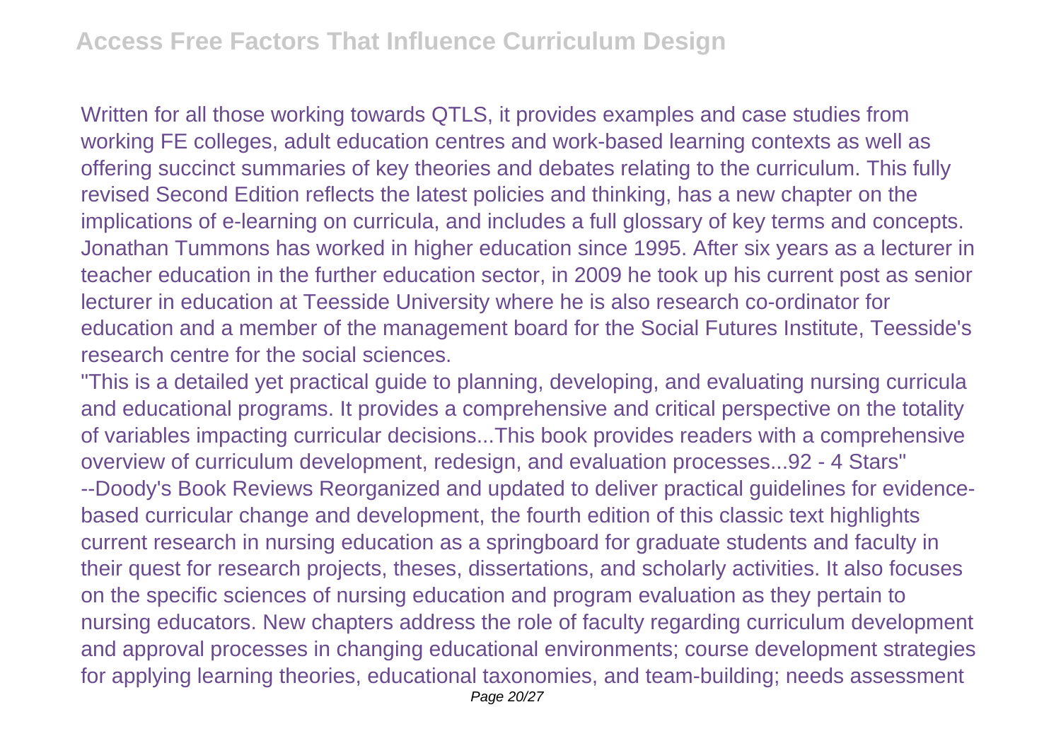Written for all those working towards QTLS, it provides examples and case studies from working FE colleges, adult education centres and work-based learning contexts as well as offering succinct summaries of key theories and debates relating to the curriculum. This fully revised Second Edition reflects the latest policies and thinking, has a new chapter on the implications of e-learning on curricula, and includes a full glossary of key terms and concepts. Jonathan Tummons has worked in higher education since 1995. After six years as a lecturer in teacher education in the further education sector, in 2009 he took up his current post as senior lecturer in education at Teesside University where he is also research co-ordinator for education and a member of the management board for the Social Futures Institute, Teesside's research centre for the social sciences.

"This is a detailed yet practical guide to planning, developing, and evaluating nursing curricula and educational programs. It provides a comprehensive and critical perspective on the totality of variables impacting curricular decisions...This book provides readers with a comprehensive overview of curriculum development, redesign, and evaluation processes...92 - 4 Stars" --Doody's Book Reviews Reorganized and updated to deliver practical guidelines for evidence-based curricular change and development, the fourth edition of this classic text highlights current research in nursing education as a springboard for graduate students and faculty in their quest for research projects, theses, dissertations, and scholarly activities. It also focuses on the specific sciences of nursing education and program evaluation as they pertain to nursing educators. New chapters address the role of faculty regarding curriculum development and approval processes in changing educational environments; course development strategies for applying learning theories, educational taxonomies, and team-building; needs assessment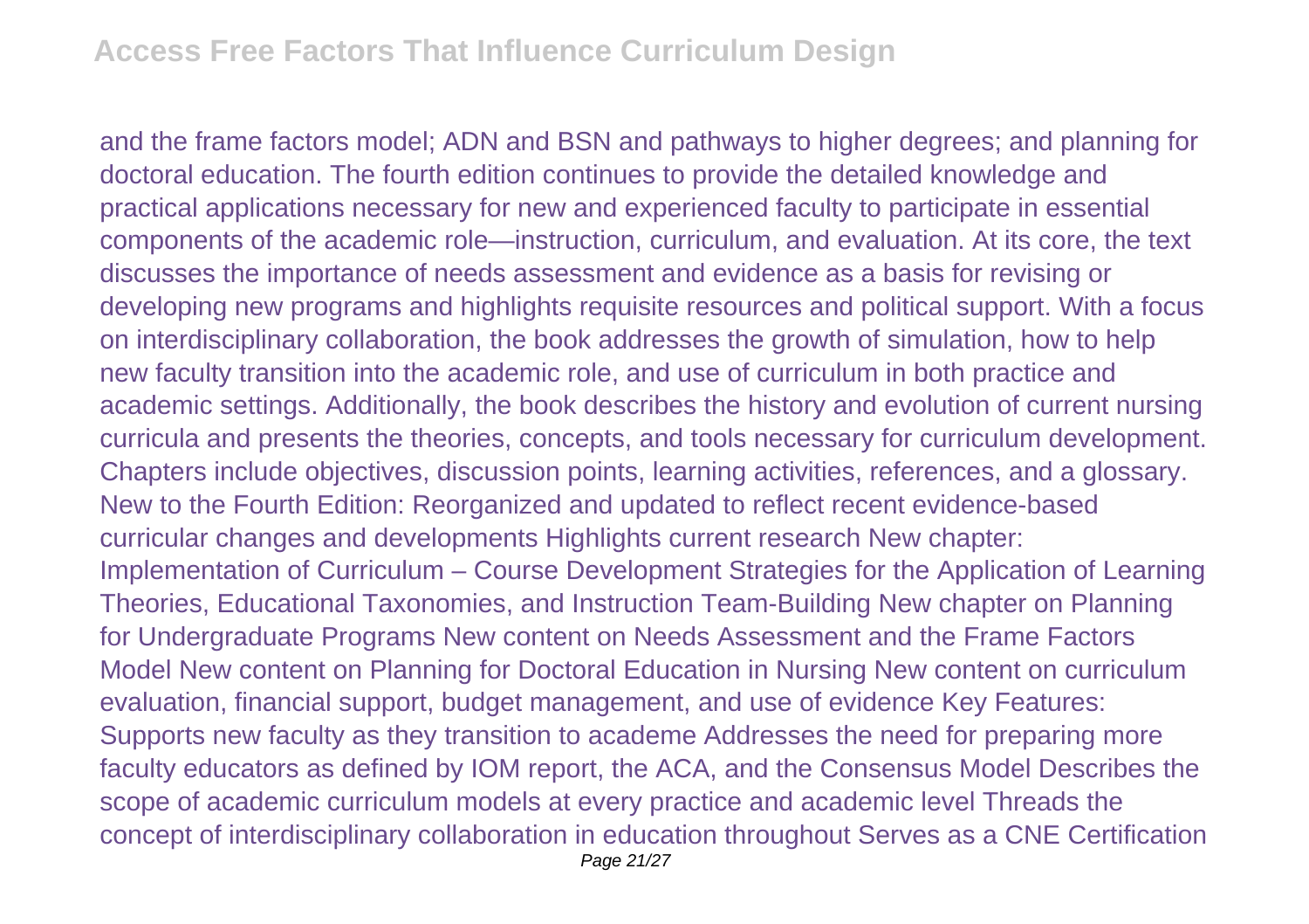and the frame factors model; ADN and BSN and pathways to higher degrees; and planning for doctoral education. The fourth edition continues to provide the detailed knowledge and practical applications necessary for new and experienced faculty to participate in essential components of the academic role—instruction, curriculum, and evaluation. At its core, the text discusses the importance of needs assessment and evidence as a basis for revising or developing new programs and highlights requisite resources and political support. With a focus on interdisciplinary collaboration, the book addresses the growth of simulation, how to help new faculty transition into the academic role, and use of curriculum in both practice and academic settings. Additionally, the book describes the history and evolution of current nursing curricula and presents the theories, concepts, and tools necessary for curriculum development. Chapters include objectives, discussion points, learning activities, references, and a glossary. New to the Fourth Edition: Reorganized and updated to reflect recent evidence-based curricular changes and developments Highlights current research New chapter: Implementation of Curriculum – Course Development Strategies for the Application of Learning Theories, Educational Taxonomies, and Instruction Team-Building New chapter on Planning for Undergraduate Programs New content on Needs Assessment and the Frame Factors Model New content on Planning for Doctoral Education in Nursing New content on curriculum evaluation, financial support, budget management, and use of evidence Key Features: Supports new faculty as they transition to academe Addresses the need for preparing more faculty educators as defined by IOM report, the ACA, and the Consensus Model Describes the scope of academic curriculum models at every practice and academic level Threads the concept of interdisciplinary collaboration in education throughout Serves as a CNE Certification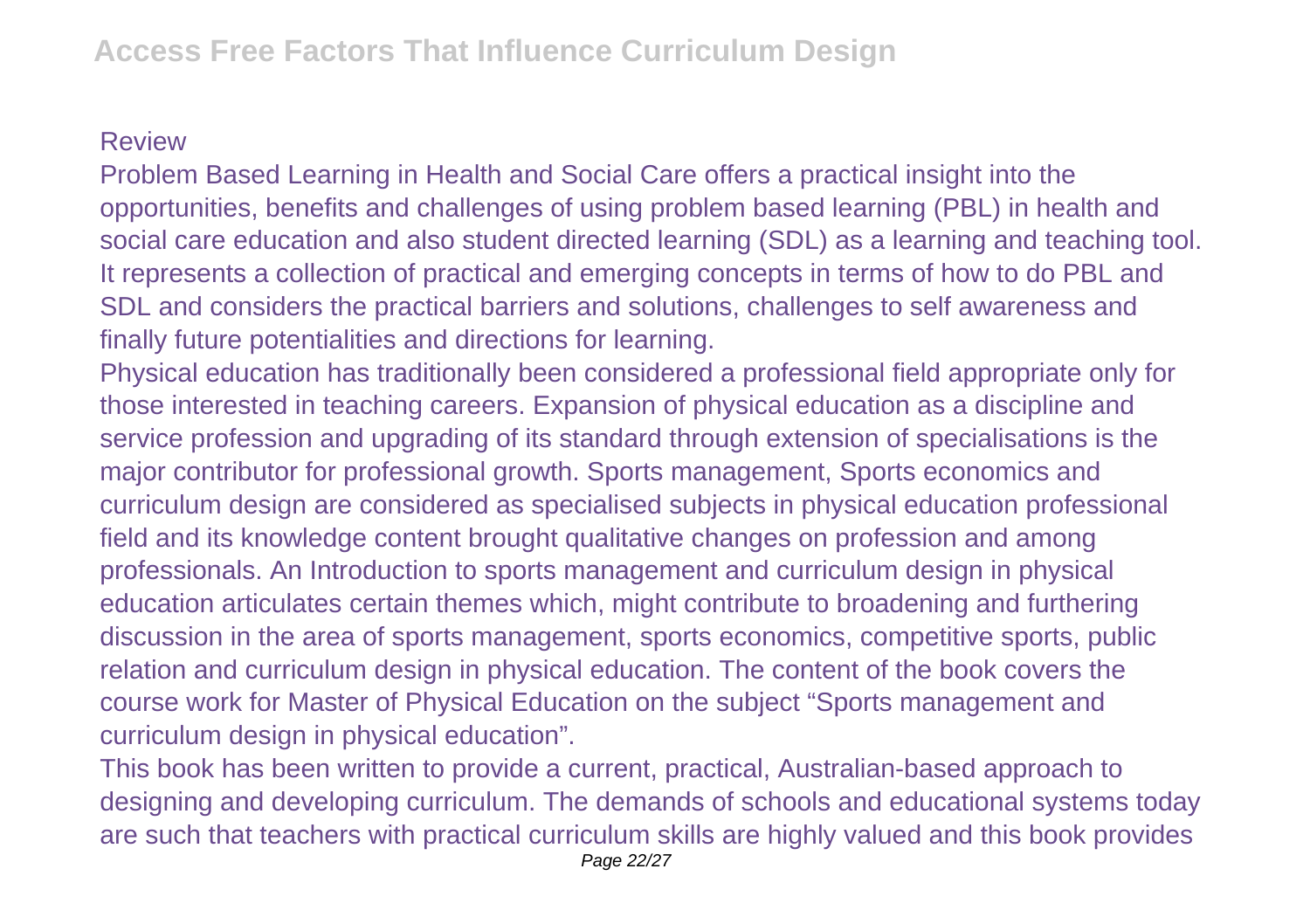Review

Problem Based Learning in Health and Social Care offers a practical insight into the opportunities, benefits and challenges of using problem based learning (PBL) in health and social care education and also student directed learning (SDL) as a learning and teaching tool. It represents a collection of practical and emerging concepts in terms of how to do PBL and SDL and considers the practical barriers and solutions, challenges to self awareness and finally future potentialities and directions for learning.

Physical education has traditionally been considered a professional field appropriate only for those interested in teaching careers. Expansion of physical education as a discipline and service profession and upgrading of its standard through extension of specialisations is the major contributor for professional growth. Sports management, Sports economics and curriculum design are considered as specialised subjects in physical education professional field and its knowledge content brought qualitative changes on profession and among professionals. An Introduction to sports management and curriculum design in physical education articulates certain themes which, might contribute to broadening and furthering discussion in the area of sports management, sports economics, competitive sports, public relation and curriculum design in physical education. The content of the book covers the course work for Master of Physical Education on the subject "Sports management and curriculum design in physical education".

This book has been written to provide a current, practical, Australian-based approach to designing and developing curriculum. The demands of schools and educational systems today are such that teachers with practical curriculum skills are highly valued and this book provides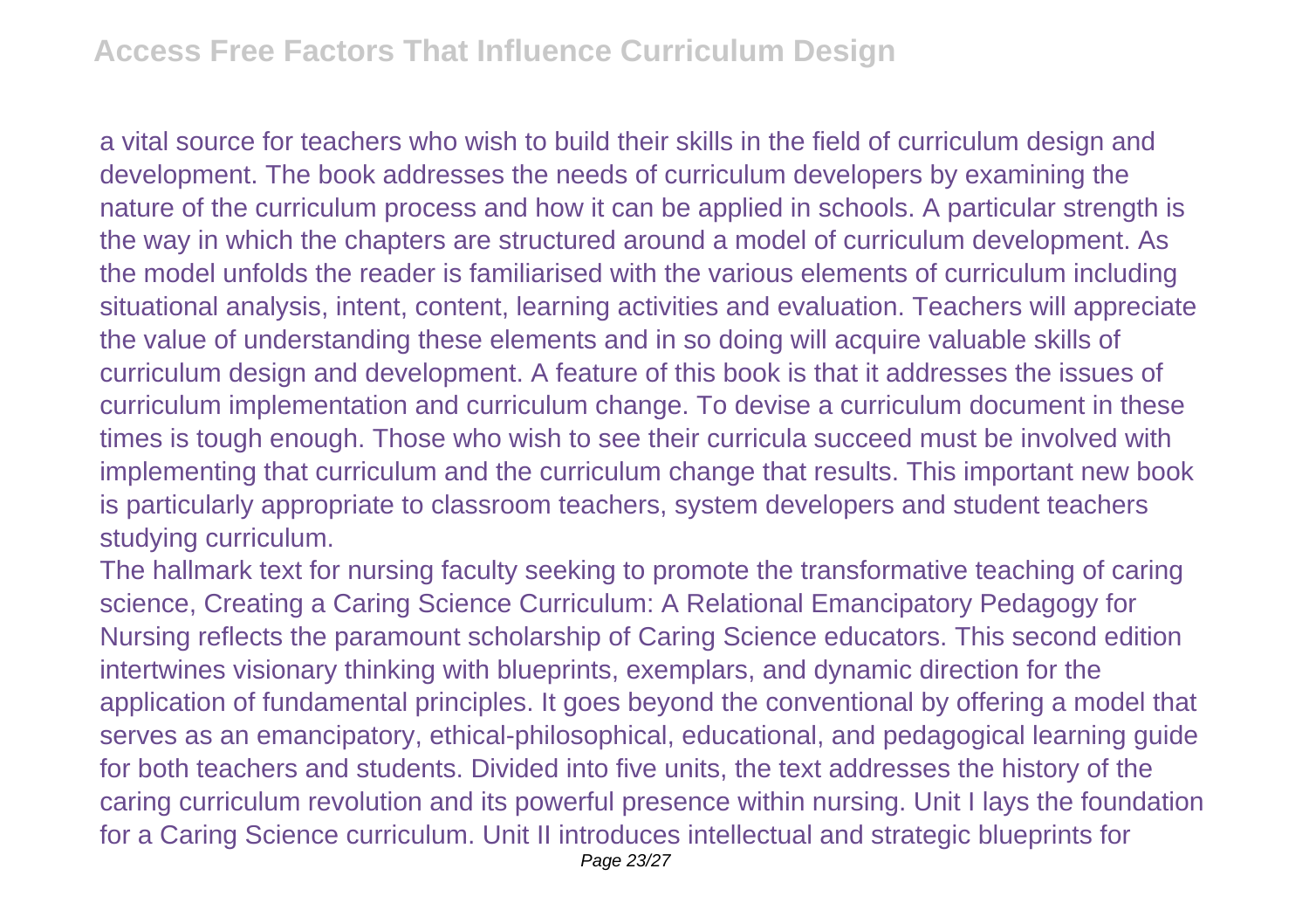a vital source for teachers who wish to build their skills in the field of curriculum design and development. The book addresses the needs of curriculum developers by examining the nature of the curriculum process and how it can be applied in schools. A particular strength is the way in which the chapters are structured around a model of curriculum development. As the model unfolds the reader is familiarised with the various elements of curriculum including situational analysis, intent, content, learning activities and evaluation. Teachers will appreciate the value of understanding these elements and in so doing will acquire valuable skills of curriculum design and development. A feature of this book is that it addresses the issues of curriculum implementation and curriculum change. To devise a curriculum document in these times is tough enough. Those who wish to see their curricula succeed must be involved with implementing that curriculum and the curriculum change that results. This important new book is particularly appropriate to classroom teachers, system developers and student teachers studying curriculum.

The hallmark text for nursing faculty seeking to promote the transformative teaching of caring science, Creating a Caring Science Curriculum: A Relational Emancipatory Pedagogy for Nursing reflects the paramount scholarship of Caring Science educators. This second edition intertwines visionary thinking with blueprints, exemplars, and dynamic direction for the application of fundamental principles. It goes beyond the conventional by offering a model that serves as an emancipatory, ethical-philosophical, educational, and pedagogical learning guide for both teachers and students. Divided into five units, the text addresses the history of the caring curriculum revolution and its powerful presence within nursing. Unit I lays the foundation for a Caring Science curriculum. Unit II introduces intellectual and strategic blueprints for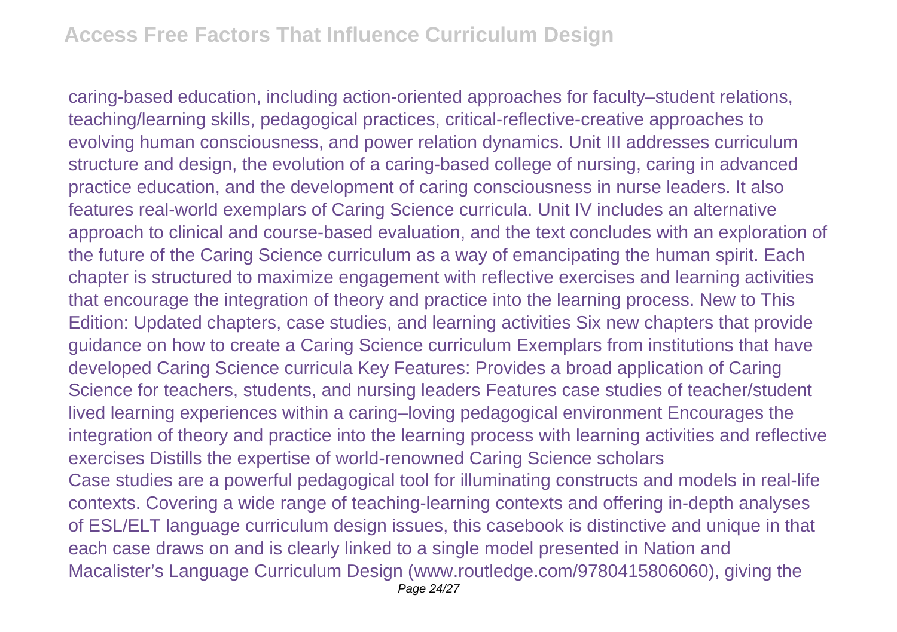caring-based education, including action-oriented approaches for faculty–student relations, teaching/learning skills, pedagogical practices, critical-reflective-creative approaches to evolving human consciousness, and power relation dynamics. Unit III addresses curriculum structure and design, the evolution of a caring-based college of nursing, caring in advanced practice education, and the development of caring consciousness in nurse leaders. It also features real-world exemplars of Caring Science curricula. Unit IV includes an alternative approach to clinical and course-based evaluation, and the text concludes with an exploration of the future of the Caring Science curriculum as a way of emancipating the human spirit. Each chapter is structured to maximize engagement with reflective exercises and learning activities that encourage the integration of theory and practice into the learning process. New to This Edition: Updated chapters, case studies, and learning activities Six new chapters that provide guidance on how to create a Caring Science curriculum Exemplars from institutions that have developed Caring Science curricula Key Features: Provides a broad application of Caring Science for teachers, students, and nursing leaders Features case studies of teacher/student lived learning experiences within a caring–loving pedagogical environment Encourages the integration of theory and practice into the learning process with learning activities and reflective exercises Distills the expertise of world-renowned Caring Science scholars

Case studies are a powerful pedagogical tool for illuminating constructs and models in real-life contexts. Covering a wide range of teaching-learning contexts and offering in-depth analyses of ESL/ELT language curriculum design issues, this casebook is distinctive and unique in that each case draws on and is clearly linked to a single model presented in Nation and Macalister's Language Curriculum Design (www.routledge.com/9780415806060), giving the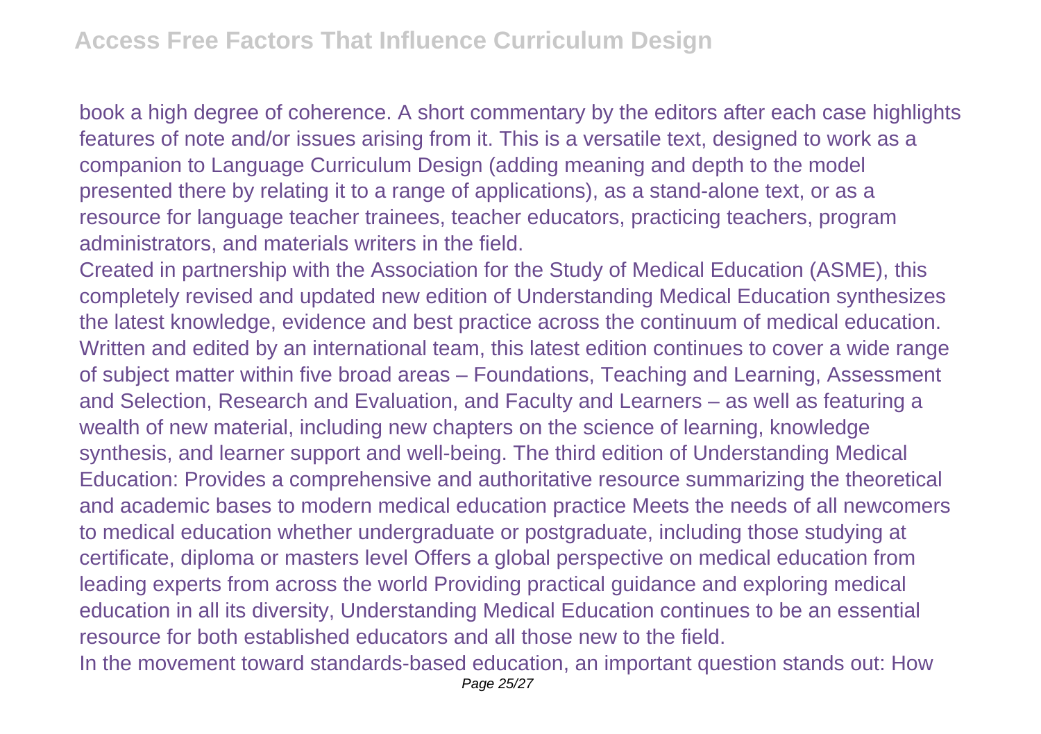book a high degree of coherence. A short commentary by the editors after each case highlights features of note and/or issues arising from it. This is a versatile text, designed to work as a companion to Language Curriculum Design (adding meaning and depth to the model presented there by relating it to a range of applications), as a stand-alone text, or as a resource for language teacher trainees, teacher educators, practicing teachers, program administrators, and materials writers in the field.

Created in partnership with the Association for the Study of Medical Education (ASME), this completely revised and updated new edition of Understanding Medical Education synthesizes the latest knowledge, evidence and best practice across the continuum of medical education. Written and edited by an international team, this latest edition continues to cover a wide range of subject matter within five broad areas – Foundations, Teaching and Learning, Assessment and Selection, Research and Evaluation, and Faculty and Learners – as well as featuring a wealth of new material, including new chapters on the science of learning, knowledge synthesis, and learner support and well-being. The third edition of Understanding Medical Education: Provides a comprehensive and authoritative resource summarizing the theoretical and academic bases to modern medical education practice Meets the needs of all newcomers to medical education whether undergraduate or postgraduate, including those studying at certificate, diploma or masters level Offers a global perspective on medical education from leading experts from across the world Providing practical guidance and exploring medical education in all its diversity, Understanding Medical Education continues to be an essential resource for both established educators and all those new to the field.

In the movement toward standards-based education, an important question stands out: How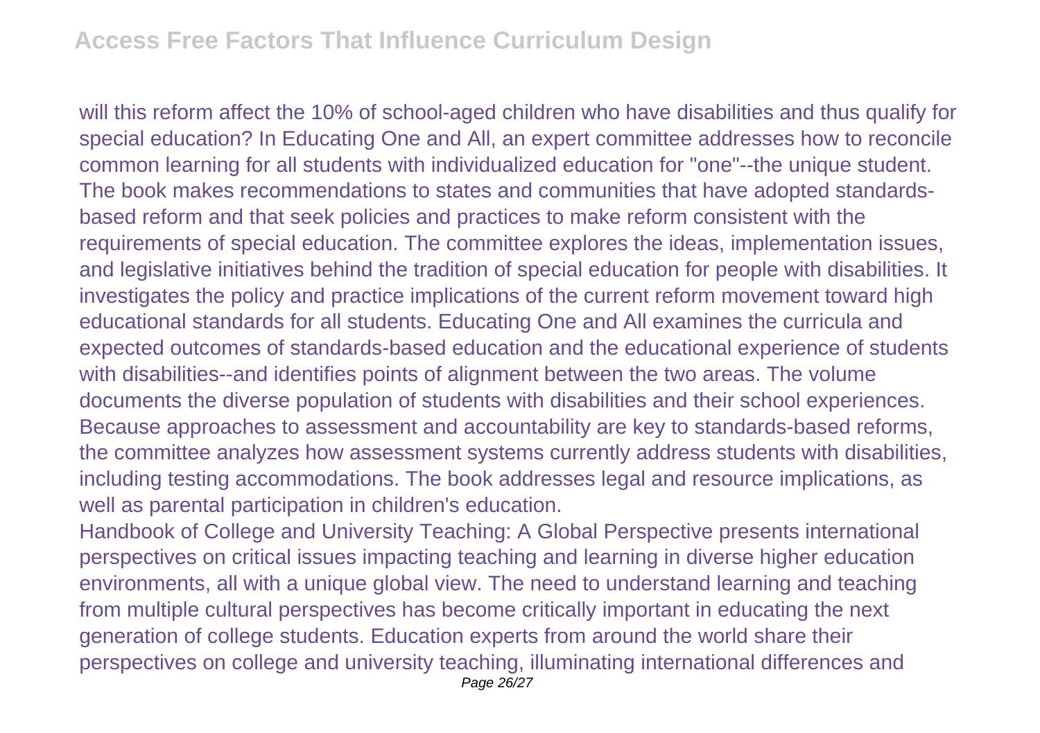will this reform affect the 10% of school-aged children who have disabilities and thus qualify for special education? In Educating One and All, an expert committee addresses how to reconcile common learning for all students with individualized education for "one"--the unique student. The book makes recommendations to states and communities that have adopted standards-based reform and that seek policies and practices to make reform consistent with the requirements of special education. The committee explores the ideas, implementation issues, and legislative initiatives behind the tradition of special education for people with disabilities. It investigates the policy and practice implications of the current reform movement toward high educational standards for all students. Educating One and All examines the curricula and expected outcomes of standards-based education and the educational experience of students with disabilities--and identifies points of alignment between the two areas. The volume documents the diverse population of students with disabilities and their school experiences. Because approaches to assessment and accountability are key to standards-based reforms, the committee analyzes how assessment systems currently address students with disabilities, including testing accommodations. The book addresses legal and resource implications, as well as parental participation in children's education.

Handbook of College and University Teaching: A Global Perspective presents international perspectives on critical issues impacting teaching and learning in diverse higher education environments, all with a unique global view. The need to understand learning and teaching from multiple cultural perspectives has become critically important in educating the next generation of college students. Education experts from around the world share their perspectives on college and university teaching, illuminating international differences and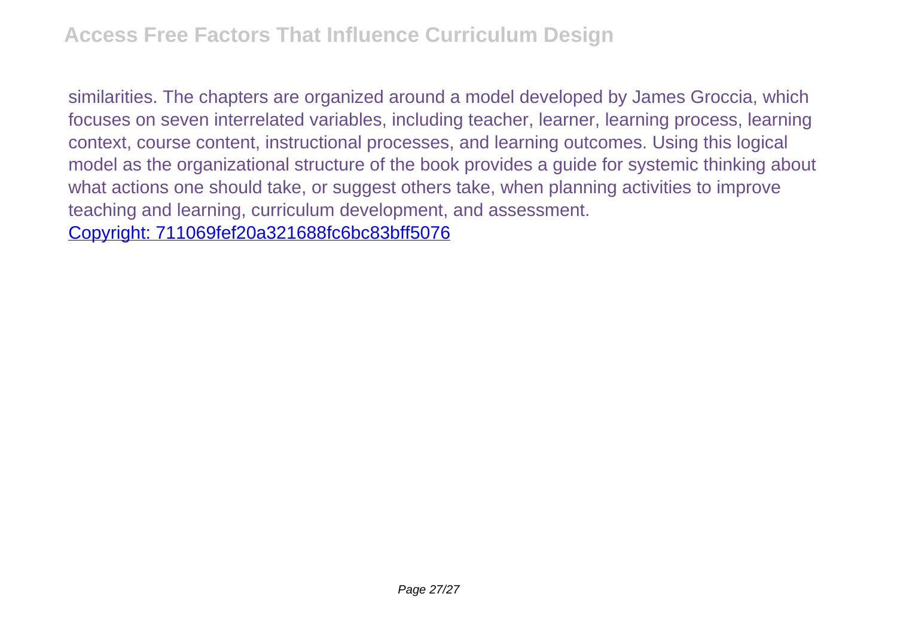similarities. The chapters are organized around a model developed by James Groccia, which focuses on seven interrelated variables, including teacher, learner, learning process, learning context, course content, instructional processes, and learning outcomes. Using this logical model as the organizational structure of the book provides a guide for systemic thinking about what actions one should take, or suggest others take, when planning activities to improve teaching and learning, curriculum development, and assessment.

Copyright: 711069fef20a321688fc6bc83bff5076